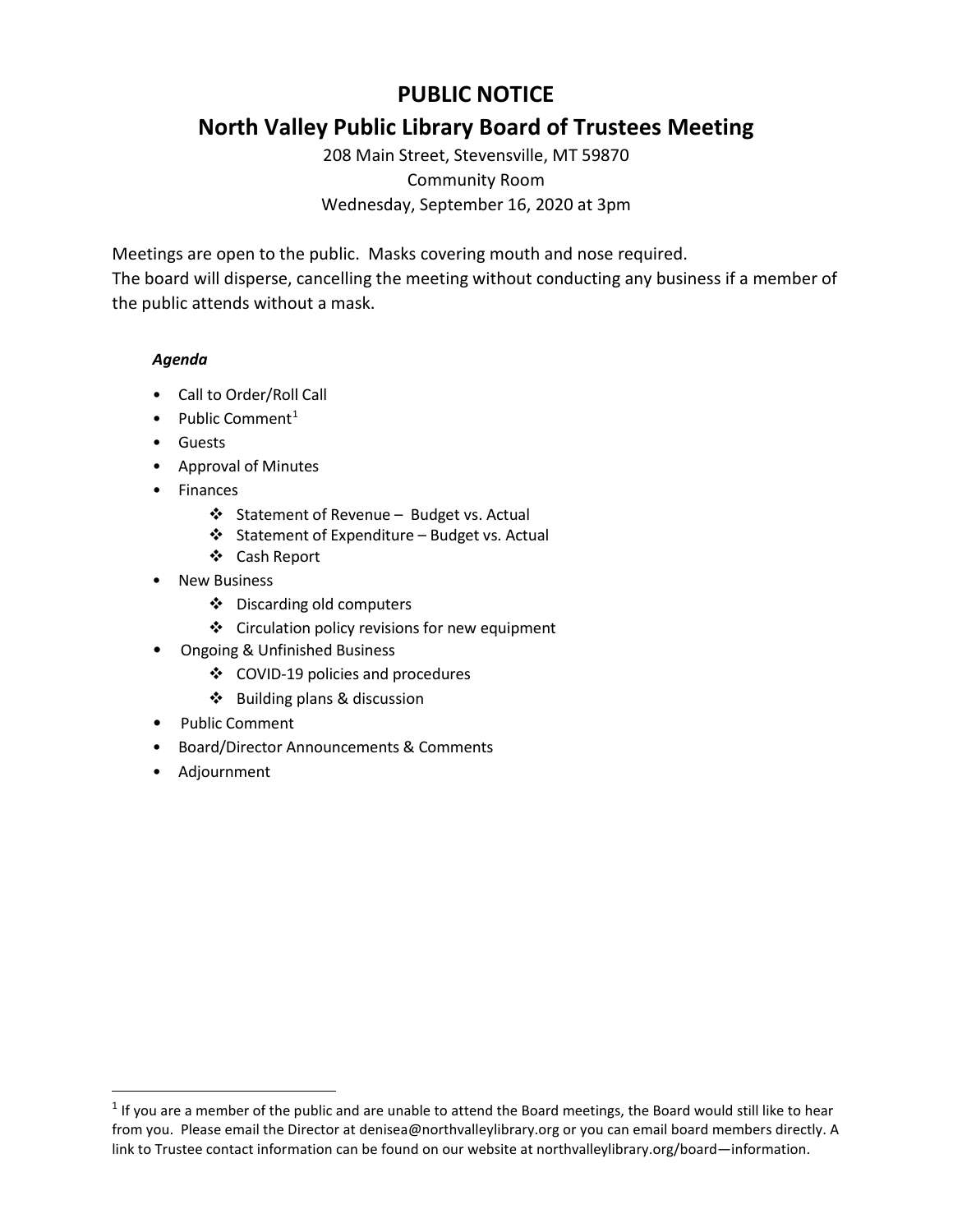# PUBLIC NOTICE

## North Valley Public Library Board of Trustees Meeting

208 Main Street, Stevensville, MT 59870
Community Room
Wednesday, September 16, 2020 at 3pm

Meetings are open to the public. Masks covering mouth and nose required.
The board will disperse, cancelling the meeting without conducting any business if a member of the public attends without a mask.

***Agenda***

- Call to Order/Roll Call
- Public Comment[1]
- Guests
- Approval of Minutes
- Finances
  - Statement of Revenue – Budget vs. Actual
  - Statement of Expenditure – Budget vs. Actual
  - Cash Report
- New Business
  - Discarding old computers
  - Circulation policy revisions for new equipment
- Ongoing & Unfinished Business
  - COVID-19 policies and procedures
  - Building plans & discussion
- Public Comment
- Board/Director Announcements & Comments
- Adjournment

---

[1] If you are a member of the public and are unable to attend the Board meetings, the Board would still like to hear from you. Please email the Director at denisea@northvalleylibrary.org or you can email board members directly. A link to Trustee contact information can be found on our website at northvalleylibrary.org/board—information.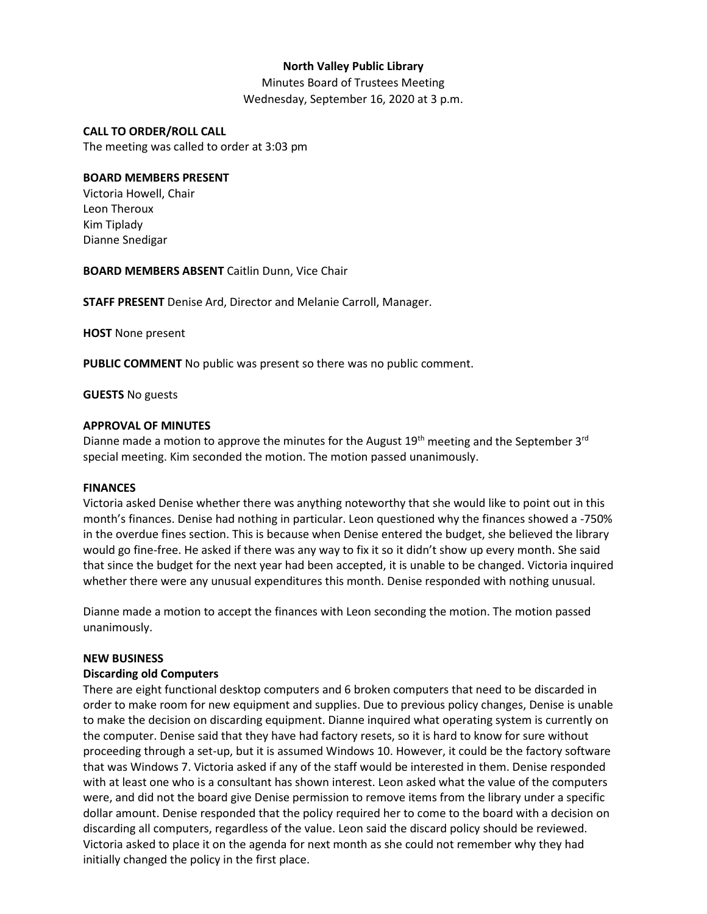**North Valley Public Library**

Minutes Board of Trustees Meeting

Wednesday, September 16, 2020 at 3 p.m.

**CALL TO ORDER/ROLL CALL**

The meeting was called to order at 3:03 pm

**BOARD MEMBERS PRESENT**

Victoria Howell, Chair
Leon Theroux
Kim Tiplady
Dianne Snedigar

**BOARD MEMBERS ABSENT** Caitlin Dunn, Vice Chair

**STAFF PRESENT** Denise Ard, Director and Melanie Carroll, Manager.

**HOST** None present

**PUBLIC COMMENT** No public was present so there was no public comment.

**GUESTS** No guests

**APPROVAL OF MINUTES**

Dianne made a motion to approve the minutes for the August 19th meeting and the September 3rd special meeting. Kim seconded the motion. The motion passed unanimously.

**FINANCES**

Victoria asked Denise whether there was anything noteworthy that she would like to point out in this month's finances. Denise had nothing in particular. Leon questioned why the finances showed a -750% in the overdue fines section. This is because when Denise entered the budget, she believed the library would go fine-free. He asked if there was any way to fix it so it didn't show up every month. She said that since the budget for the next year had been accepted, it is unable to be changed. Victoria inquired whether there were any unusual expenditures this month. Denise responded with nothing unusual.

Dianne made a motion to accept the finances with Leon seconding the motion. The motion passed unanimously.

**NEW BUSINESS**

**Discarding old Computers**

There are eight functional desktop computers and 6 broken computers that need to be discarded in order to make room for new equipment and supplies. Due to previous policy changes, Denise is unable to make the decision on discarding equipment. Dianne inquired what operating system is currently on the computer. Denise said that they have had factory resets, so it is hard to know for sure without proceeding through a set-up, but it is assumed Windows 10. However, it could be the factory software that was Windows 7. Victoria asked if any of the staff would be interested in them. Denise responded with at least one who is a consultant has shown interest. Leon asked what the value of the computers were, and did not the board give Denise permission to remove items from the library under a specific dollar amount. Denise responded that the policy required her to come to the board with a decision on discarding all computers, regardless of the value. Leon said the discard policy should be reviewed. Victoria asked to place it on the agenda for next month as she could not remember why they had initially changed the policy in the first place.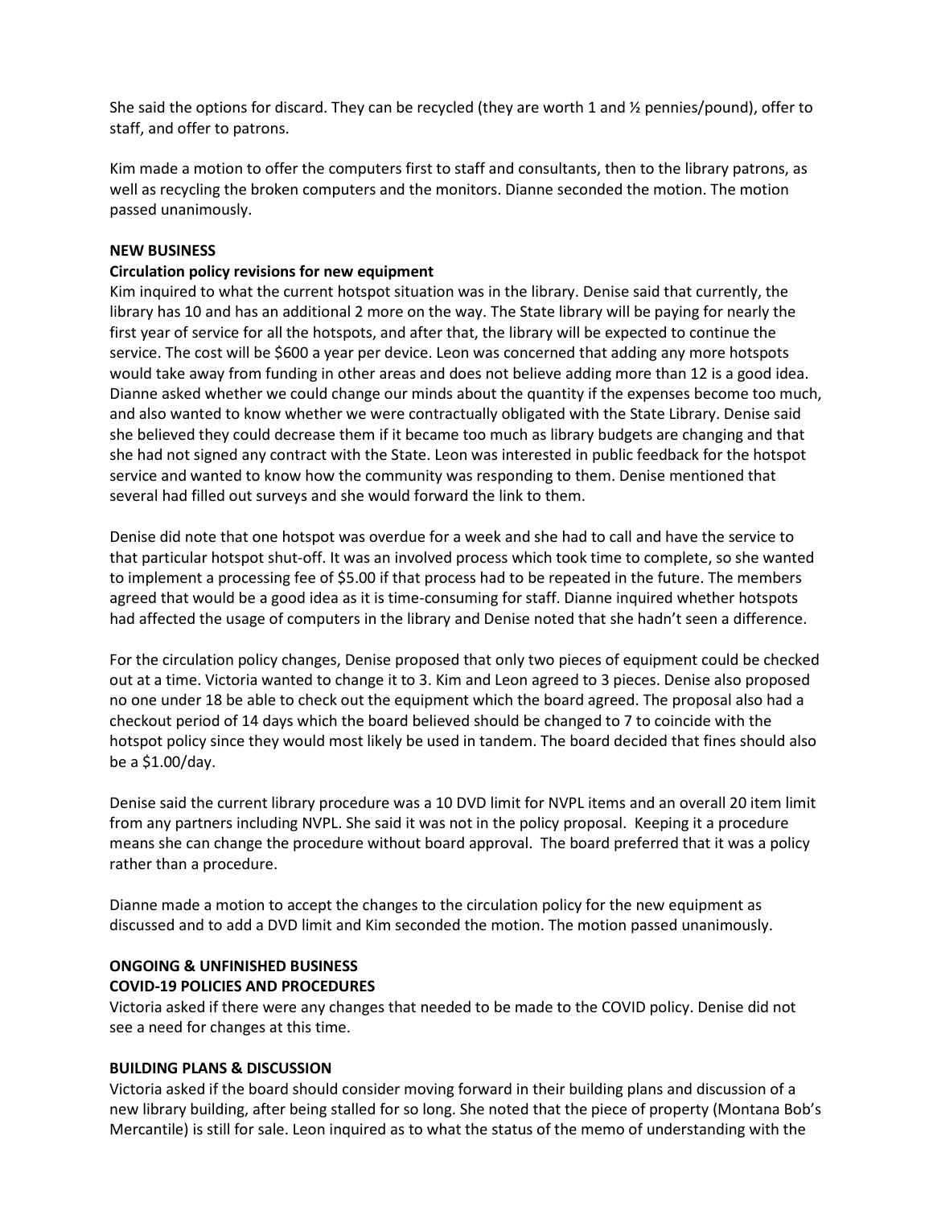She said the options for discard. They can be recycled (they are worth 1 and ½ pennies/pound), offer to staff, and offer to patrons.

Kim made a motion to offer the computers first to staff and consultants, then to the library patrons, as well as recycling the broken computers and the monitors. Dianne seconded the motion. The motion passed unanimously.

**NEW BUSINESS**

**Circulation policy revisions for new equipment**

Kim inquired to what the current hotspot situation was in the library. Denise said that currently, the library has 10 and has an additional 2 more on the way. The State library will be paying for nearly the first year of service for all the hotspots, and after that, the library will be expected to continue the service. The cost will be $600 a year per device. Leon was concerned that adding any more hotspots would take away from funding in other areas and does not believe adding more than 12 is a good idea. Dianne asked whether we could change our minds about the quantity if the expenses become too much, and also wanted to know whether we were contractually obligated with the State Library. Denise said she believed they could decrease them if it became too much as library budgets are changing and that she had not signed any contract with the State. Leon was interested in public feedback for the hotspot service and wanted to know how the community was responding to them. Denise mentioned that several had filled out surveys and she would forward the link to them.

Denise did note that one hotspot was overdue for a week and she had to call and have the service to that particular hotspot shut-off. It was an involved process which took time to complete, so she wanted to implement a processing fee of $5.00 if that process had to be repeated in the future. The members agreed that would be a good idea as it is time-consuming for staff. Dianne inquired whether hotspots had affected the usage of computers in the library and Denise noted that she hadn't seen a difference.

For the circulation policy changes, Denise proposed that only two pieces of equipment could be checked out at a time. Victoria wanted to change it to 3. Kim and Leon agreed to 3 pieces. Denise also proposed no one under 18 be able to check out the equipment which the board agreed. The proposal also had a checkout period of 14 days which the board believed should be changed to 7 to coincide with the hotspot policy since they would most likely be used in tandem. The board decided that fines should also be a $1.00/day.

Denise said the current library procedure was a 10 DVD limit for NVPL items and an overall 20 item limit from any partners including NVPL. She said it was not in the policy proposal. Keeping it a procedure means she can change the procedure without board approval. The board preferred that it was a policy rather than a procedure.

Dianne made a motion to accept the changes to the circulation policy for the new equipment as discussed and to add a DVD limit and Kim seconded the motion. The motion passed unanimously.

**ONGOING & UNFINISHED BUSINESS**

**COVID-19 POLICIES AND PROCEDURES**

Victoria asked if there were any changes that needed to be made to the COVID policy. Denise did not see a need for changes at this time.

**BUILDING PLANS & DISCUSSION**

Victoria asked if the board should consider moving forward in their building plans and discussion of a new library building, after being stalled for so long. She noted that the piece of property (Montana Bob's Mercantile) is still for sale. Leon inquired as to what the status of the memo of understanding with the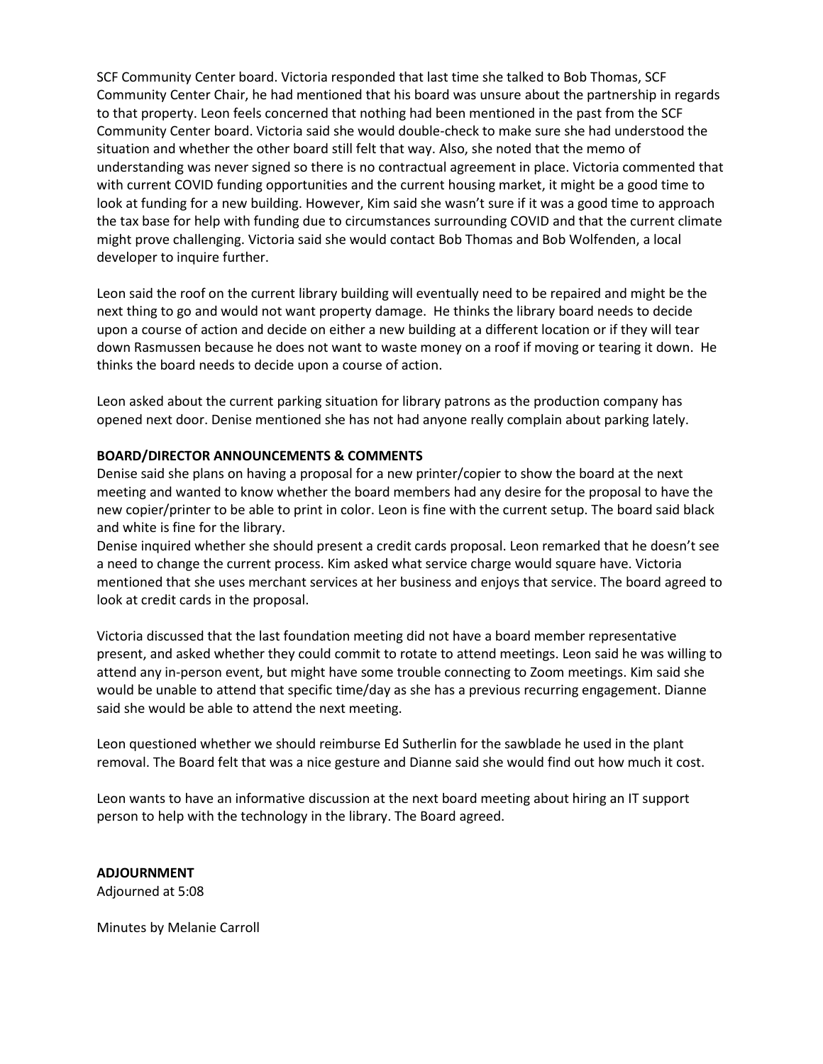SCF Community Center board. Victoria responded that last time she talked to Bob Thomas, SCF Community Center Chair, he had mentioned that his board was unsure about the partnership in regards to that property. Leon feels concerned that nothing had been mentioned in the past from the SCF Community Center board. Victoria said she would double-check to make sure she had understood the situation and whether the other board still felt that way. Also, she noted that the memo of understanding was never signed so there is no contractual agreement in place. Victoria commented that with current COVID funding opportunities and the current housing market, it might be a good time to look at funding for a new building. However, Kim said she wasn't sure if it was a good time to approach the tax base for help with funding due to circumstances surrounding COVID and that the current climate might prove challenging. Victoria said she would contact Bob Thomas and Bob Wolfenden, a local developer to inquire further.

Leon said the roof on the current library building will eventually need to be repaired and might be the next thing to go and would not want property damage. He thinks the library board needs to decide upon a course of action and decide on either a new building at a different location or if they will tear down Rasmussen because he does not want to waste money on a roof if moving or tearing it down. He thinks the board needs to decide upon a course of action.

Leon asked about the current parking situation for library patrons as the production company has opened next door. Denise mentioned she has not had anyone really complain about parking lately.

**BOARD/DIRECTOR ANNOUNCEMENTS & COMMENTS**

Denise said she plans on having a proposal for a new printer/copier to show the board at the next meeting and wanted to know whether the board members had any desire for the proposal to have the new copier/printer to be able to print in color. Leon is fine with the current setup. The board said black and white is fine for the library.

Denise inquired whether she should present a credit cards proposal. Leon remarked that he doesn't see a need to change the current process. Kim asked what service charge would square have. Victoria mentioned that she uses merchant services at her business and enjoys that service. The board agreed to look at credit cards in the proposal.

Victoria discussed that the last foundation meeting did not have a board member representative present, and asked whether they could commit to rotate to attend meetings. Leon said he was willing to attend any in-person event, but might have some trouble connecting to Zoom meetings. Kim said she would be unable to attend that specific time/day as she has a previous recurring engagement. Dianne said she would be able to attend the next meeting.

Leon questioned whether we should reimburse Ed Sutherlin for the sawblade he used in the plant removal. The Board felt that was a nice gesture and Dianne said she would find out how much it cost.

Leon wants to have an informative discussion at the next board meeting about hiring an IT support person to help with the technology in the library. The Board agreed.

**ADJOURNMENT**

Adjourned at 5:08

Minutes by Melanie Carroll